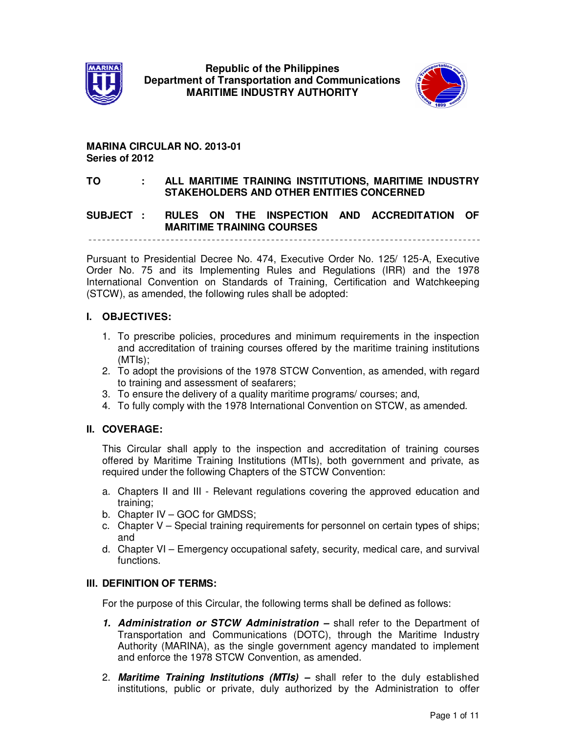**Republic of the Philippines**
**Department of Transportation and Communications**
**MARITIME INDUSTRY AUTHORITY**

**MARINA CIRCULAR NO. 2013-01**
**Series of 2012**

**TO : ALL MARITIME TRAINING INSTITUTIONS, MARITIME INDUSTRY STAKEHOLDERS AND OTHER ENTITIES CONCERNED**

**SUBJECT : RULES ON THE INSPECTION AND ACCREDITATION OF MARITIME TRAINING COURSES**

---

Pursuant to Presidential Decree No. 474, Executive Order No. 125/ 125-A, Executive Order No. 75 and its Implementing Rules and Regulations (IRR) and the 1978 International Convention on Standards of Training, Certification and Watchkeeping (STCW), as amended, the following rules shall be adopted:

## I. OBJECTIVES:

1. To prescribe policies, procedures and minimum requirements in the inspection and accreditation of training courses offered by the maritime training institutions (MTIs);
2. To adopt the provisions of the 1978 STCW Convention, as amended, with regard to training and assessment of seafarers;
3. To ensure the delivery of a quality maritime programs/ courses; and,
4. To fully comply with the 1978 International Convention on STCW, as amended.

## II. COVERAGE:

This Circular shall apply to the inspection and accreditation of training courses offered by Maritime Training Institutions (MTIs), both government and private, as required under the following Chapters of the STCW Convention:

a. Chapters II and III - Relevant regulations covering the approved education and training;
b. Chapter IV – GOC for GMDSS;
c. Chapter V – Special training requirements for personnel on certain types of ships; and
d. Chapter VI – Emergency occupational safety, security, medical care, and survival functions.

## III. DEFINITION OF TERMS:

For the purpose of this Circular, the following terms shall be defined as follows:

1. ***Administration or STCW Administration*** **–** shall refer to the Department of Transportation and Communications (DOTC), through the Maritime Industry Authority (MARINA), as the single government agency mandated to implement and enforce the 1978 STCW Convention, as amended.

2. ***Maritime Training Institutions (MTIs)*** **–** shall refer to the duly established institutions, public or private, duly authorized by the Administration to offer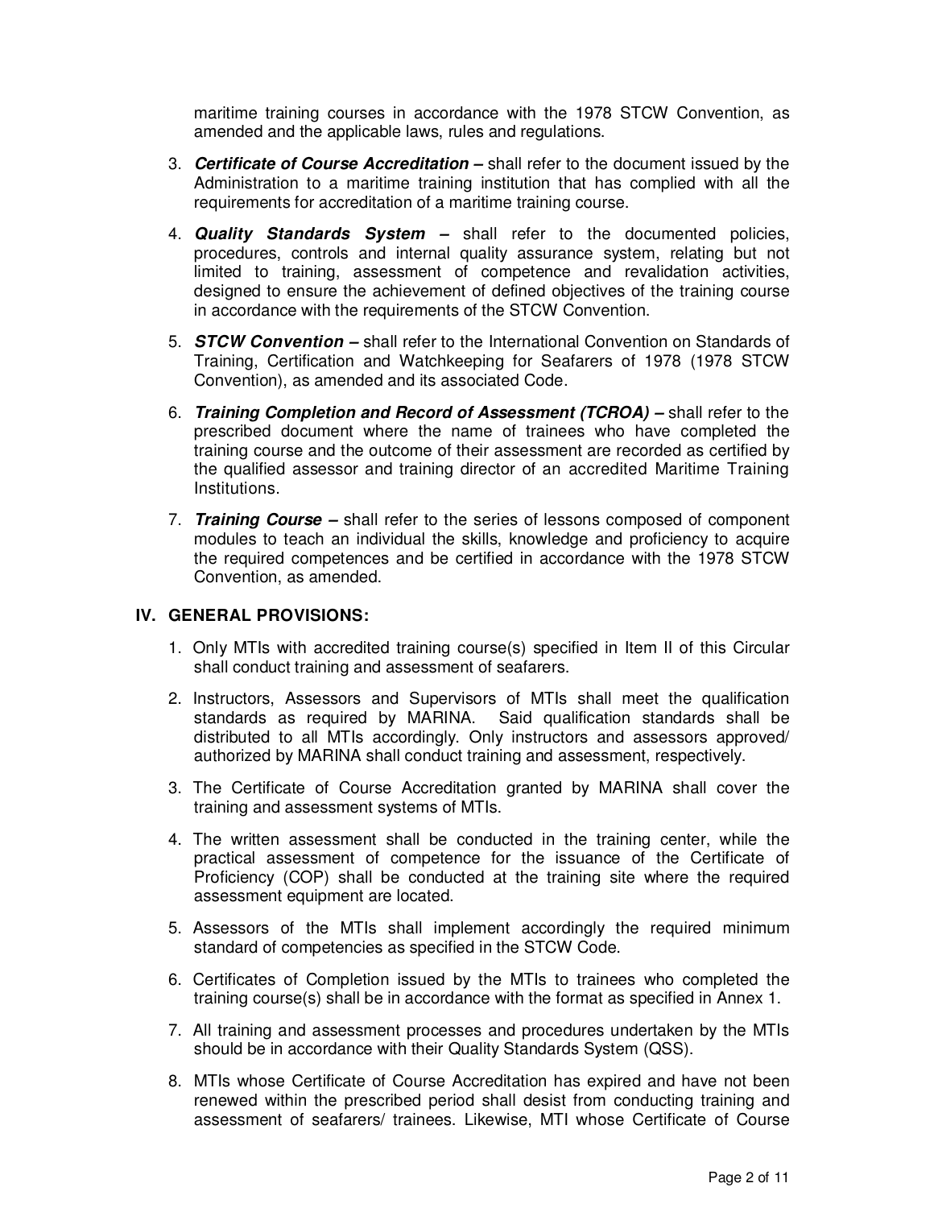maritime training courses in accordance with the 1978 STCW Convention, as amended and the applicable laws, rules and regulations.

3. ***Certificate of Course Accreditation –*** shall refer to the document issued by the Administration to a maritime training institution that has complied with all the requirements for accreditation of a maritime training course.

4. ***Quality Standards System –*** shall refer to the documented policies, procedures, controls and internal quality assurance system, relating but not limited to training, assessment of competence and revalidation activities, designed to ensure the achievement of defined objectives of the training course in accordance with the requirements of the STCW Convention.

5. ***STCW Convention –*** shall refer to the International Convention on Standards of Training, Certification and Watchkeeping for Seafarers of 1978 (1978 STCW Convention), as amended and its associated Code.

6. ***Training Completion and Record of Assessment (TCROA) –*** shall refer to the prescribed document where the name of trainees who have completed the training course and the outcome of their assessment are recorded as certified by the qualified assessor and training director of an accredited Maritime Training Institutions.

7. ***Training Course –*** shall refer to the series of lessons composed of component modules to teach an individual the skills, knowledge and proficiency to acquire the required competences and be certified in accordance with the 1978 STCW Convention, as amended.

## IV. GENERAL PROVISIONS:

1. Only MTIs with accredited training course(s) specified in Item II of this Circular shall conduct training and assessment of seafarers.

2. Instructors, Assessors and Supervisors of MTIs shall meet the qualification standards as required by MARINA. Said qualification standards shall be distributed to all MTIs accordingly. Only instructors and assessors approved/ authorized by MARINA shall conduct training and assessment, respectively.

3. The Certificate of Course Accreditation granted by MARINA shall cover the training and assessment systems of MTIs.

4. The written assessment shall be conducted in the training center, while the practical assessment of competence for the issuance of the Certificate of Proficiency (COP) shall be conducted at the training site where the required assessment equipment are located.

5. Assessors of the MTIs shall implement accordingly the required minimum standard of competencies as specified in the STCW Code.

6. Certificates of Completion issued by the MTIs to trainees who completed the training course(s) shall be in accordance with the format as specified in Annex 1.

7. All training and assessment processes and procedures undertaken by the MTIs should be in accordance with their Quality Standards System (QSS).

8. MTIs whose Certificate of Course Accreditation has expired and have not been renewed within the prescribed period shall desist from conducting training and assessment of seafarers/ trainees. Likewise, MTI whose Certificate of Course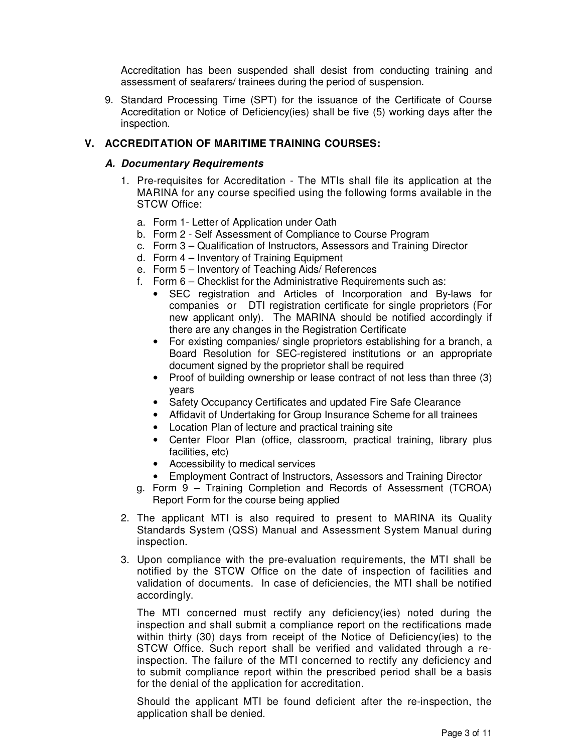Accreditation has been suspended shall desist from conducting training and assessment of seafarers/ trainees during the period of suspension.

9. Standard Processing Time (SPT) for the issuance of the Certificate of Course Accreditation or Notice of Deficiency(ies) shall be five (5) working days after the inspection.

## V. ACCREDITATION OF MARITIME TRAINING COURSES:

### *A. Documentary Requirements*

1. Pre-requisites for Accreditation - The MTIs shall file its application at the MARINA for any course specified using the following forms available in the STCW Office:

   a. Form 1- Letter of Application under Oath
   b. Form 2 - Self Assessment of Compliance to Course Program
   c. Form 3 – Qualification of Instructors, Assessors and Training Director
   d. Form 4 – Inventory of Training Equipment
   e. Form 5 – Inventory of Teaching Aids/ References
   f. Form 6 – Checklist for the Administrative Requirements such as:
      - SEC registration and Articles of Incorporation and By-laws for companies or DTI registration certificate for single proprietors (For new applicant only). The MARINA should be notified accordingly if there are any changes in the Registration Certificate
      - For existing companies/ single proprietors establishing for a branch, a Board Resolution for SEC-registered institutions or an appropriate document signed by the proprietor shall be required
      - Proof of building ownership or lease contract of not less than three (3) years
      - Safety Occupancy Certificates and updated Fire Safe Clearance
      - Affidavit of Undertaking for Group Insurance Scheme for all trainees
      - Location Plan of lecture and practical training site
      - Center Floor Plan (office, classroom, practical training, library plus facilities, etc)
      - Accessibility to medical services
      - Employment Contract of Instructors, Assessors and Training Director
   g. Form 9 – Training Completion and Records of Assessment (TCROA) Report Form for the course being applied

2. The applicant MTI is also required to present to MARINA its Quality Standards System (QSS) Manual and Assessment System Manual during inspection.

3. Upon compliance with the pre-evaluation requirements, the MTI shall be notified by the STCW Office on the date of inspection of facilities and validation of documents. In case of deficiencies, the MTI shall be notified accordingly.

   The MTI concerned must rectify any deficiency(ies) noted during the inspection and shall submit a compliance report on the rectifications made within thirty (30) days from receipt of the Notice of Deficiency(ies) to the STCW Office. Such report shall be verified and validated through a re-inspection. The failure of the MTI concerned to rectify any deficiency and to submit compliance report within the prescribed period shall be a basis for the denial of the application for accreditation.

   Should the applicant MTI be found deficient after the re-inspection, the application shall be denied.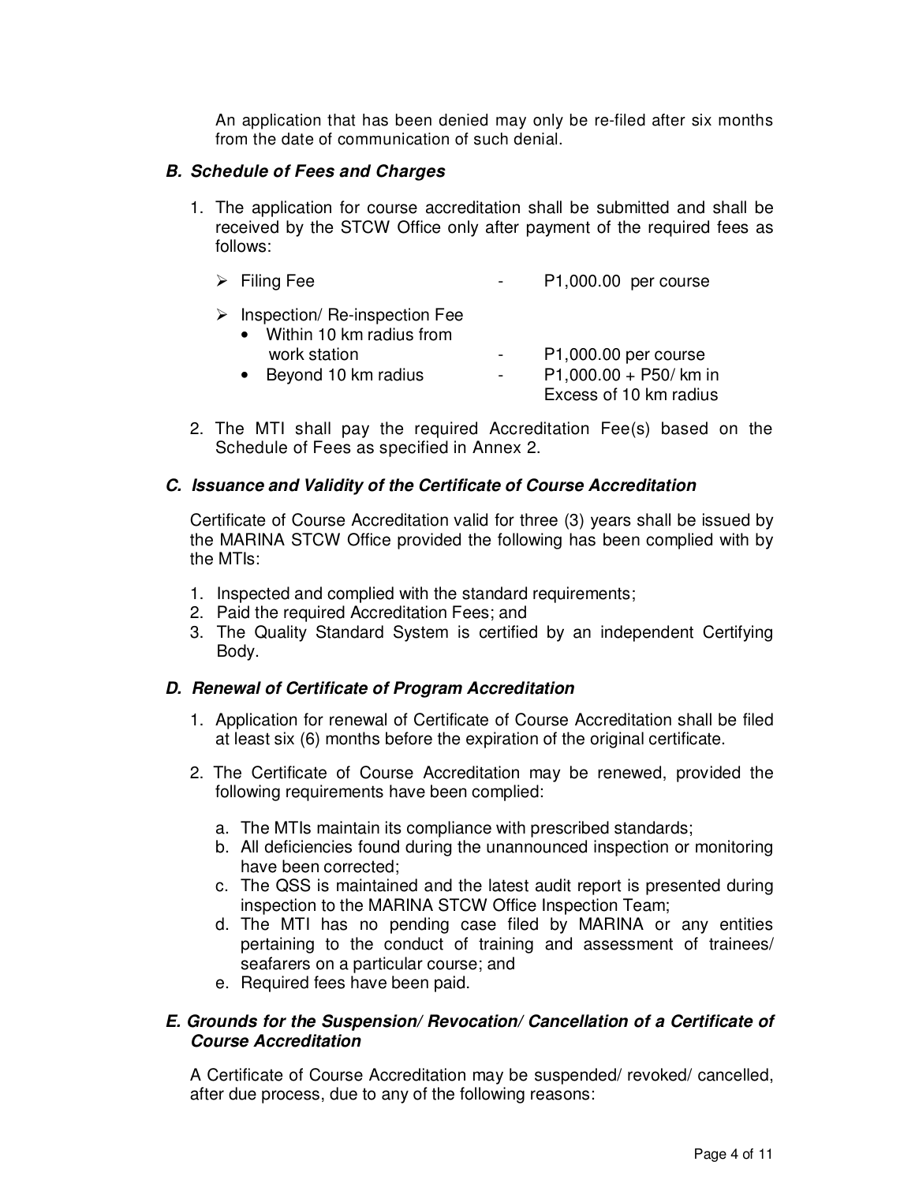An application that has been denied may only be re-filed after six months from the date of communication of such denial.

### *B. Schedule of Fees and Charges*

1. The application for course accreditation shall be submitted and shall be received by the STCW Office only after payment of the required fees as follows:

   - Filing Fee - P1,000.00 per course
   - Inspection/ Re-inspection Fee
     - Within 10 km radius from work station - P1,000.00 per course
     - Beyond 10 km radius - P1,000.00 + P50/ km in Excess of 10 km radius

2. The MTI shall pay the required Accreditation Fee(s) based on the Schedule of Fees as specified in Annex 2.

### *C. Issuance and Validity of the Certificate of Course Accreditation*

Certificate of Course Accreditation valid for three (3) years shall be issued by the MARINA STCW Office provided the following has been complied with by the MTIs:

1. Inspected and complied with the standard requirements;
2. Paid the required Accreditation Fees; and
3. The Quality Standard System is certified by an independent Certifying Body.

### *D. Renewal of Certificate of Program Accreditation*

1. Application for renewal of Certificate of Course Accreditation shall be filed at least six (6) months before the expiration of the original certificate.

2. The Certificate of Course Accreditation may be renewed, provided the following requirements have been complied:

   a. The MTIs maintain its compliance with prescribed standards;
   b. All deficiencies found during the unannounced inspection or monitoring have been corrected;
   c. The QSS is maintained and the latest audit report is presented during inspection to the MARINA STCW Office Inspection Team;
   d. The MTI has no pending case filed by MARINA or any entities pertaining to the conduct of training and assessment of trainees/ seafarers on a particular course; and
   e. Required fees have been paid.

### *E. Grounds for the Suspension/ Revocation/ Cancellation of a Certificate of Course Accreditation*

A Certificate of Course Accreditation may be suspended/ revoked/ cancelled, after due process, due to any of the following reasons: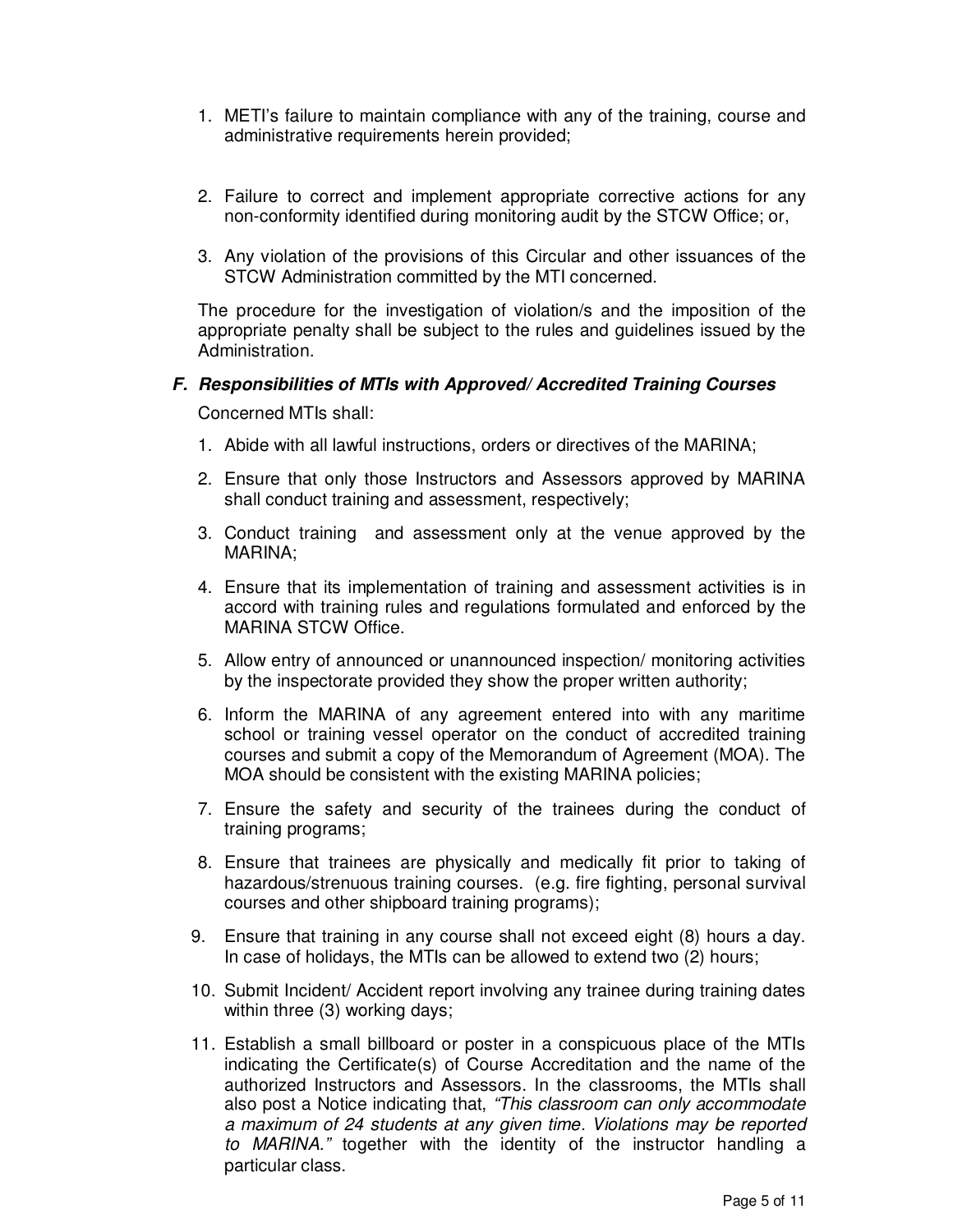1. METI's failure to maintain compliance with any of the training, course and administrative requirements herein provided;

2. Failure to correct and implement appropriate corrective actions for any non-conformity identified during monitoring audit by the STCW Office; or,

3. Any violation of the provisions of this Circular and other issuances of the STCW Administration committed by the MTI concerned.

The procedure for the investigation of violation/s and the imposition of the appropriate penalty shall be subject to the rules and guidelines issued by the Administration.

### *F. Responsibilities of MTIs with Approved/ Accredited Training Courses*

Concerned MTIs shall:

1. Abide with all lawful instructions, orders or directives of the MARINA;
2. Ensure that only those Instructors and Assessors approved by MARINA shall conduct training and assessment, respectively;
3. Conduct training and assessment only at the venue approved by the MARINA;
4. Ensure that its implementation of training and assessment activities is in accord with training rules and regulations formulated and enforced by the MARINA STCW Office.
5. Allow entry of announced or unannounced inspection/ monitoring activities by the inspectorate provided they show the proper written authority;
6. Inform the MARINA of any agreement entered into with any maritime school or training vessel operator on the conduct of accredited training courses and submit a copy of the Memorandum of Agreement (MOA). The MOA should be consistent with the existing MARINA policies;
7. Ensure the safety and security of the trainees during the conduct of training programs;
8. Ensure that trainees are physically and medically fit prior to taking of hazardous/strenuous training courses. (e.g. fire fighting, personal survival courses and other shipboard training programs);
9. Ensure that training in any course shall not exceed eight (8) hours a day. In case of holidays, the MTIs can be allowed to extend two (2) hours;
10. Submit Incident/ Accident report involving any trainee during training dates within three (3) working days;
11. Establish a small billboard or poster in a conspicuous place of the MTIs indicating the Certificate(s) of Course Accreditation and the name of the authorized Instructors and Assessors. In the classrooms, the MTIs shall also post a Notice indicating that, *"This classroom can only accommodate a maximum of 24 students at any given time. Violations may be reported to MARINA."* together with the identity of the instructor handling a particular class.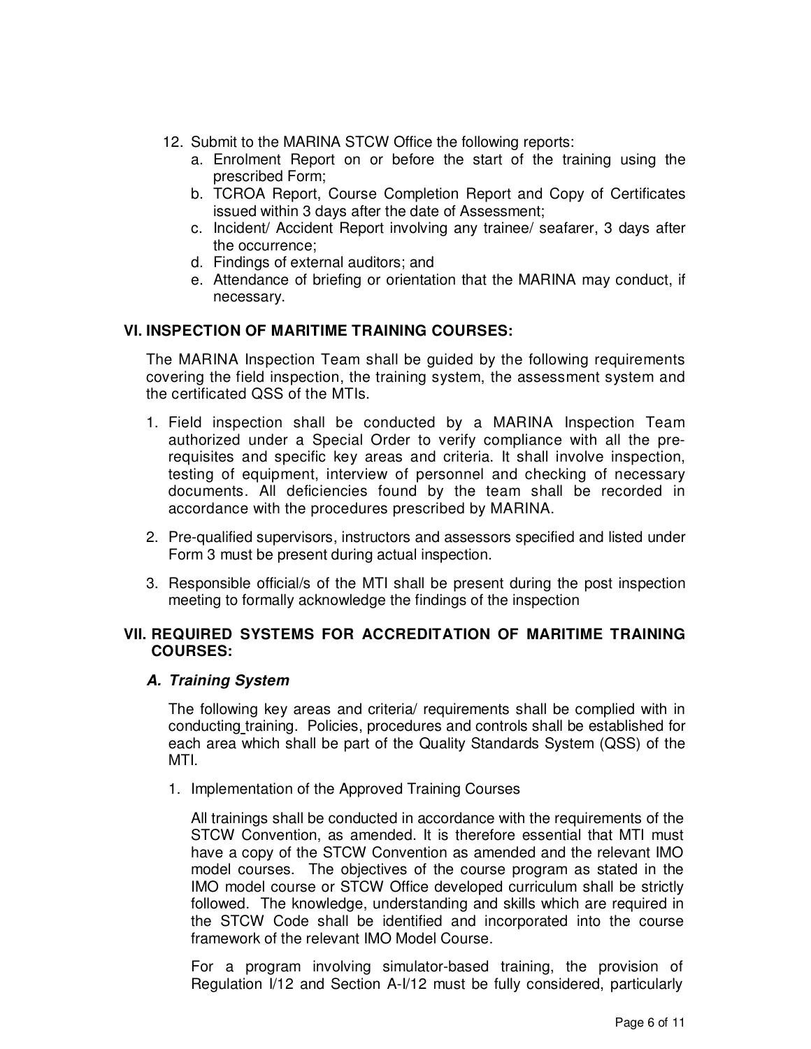12. Submit to the MARINA STCW Office the following reports:
    a. Enrolment Report on or before the start of the training using the prescribed Form;
    b. TCROA Report, Course Completion Report and Copy of Certificates issued within 3 days after the date of Assessment;
    c. Incident/ Accident Report involving any trainee/ seafarer, 3 days after the occurrence;
    d. Findings of external auditors; and
    e. Attendance of briefing or orientation that the MARINA may conduct, if necessary.

## VI. INSPECTION OF MARITIME TRAINING COURSES:

The MARINA Inspection Team shall be guided by the following requirements covering the field inspection, the training system, the assessment system and the certificated QSS of the MTIs.

1. Field inspection shall be conducted by a MARINA Inspection Team authorized under a Special Order to verify compliance with all the pre-requisites and specific key areas and criteria. It shall involve inspection, testing of equipment, interview of personnel and checking of necessary documents. All deficiencies found by the team shall be recorded in accordance with the procedures prescribed by MARINA.

2. Pre-qualified supervisors, instructors and assessors specified and listed under Form 3 must be present during actual inspection.

3. Responsible official/s of the MTI shall be present during the post inspection meeting to formally acknowledge the findings of the inspection

## VII. REQUIRED SYSTEMS FOR ACCREDITATION OF MARITIME TRAINING COURSES:

### *A. Training System*

The following key areas and criteria/ requirements shall be complied with in conducting training. Policies, procedures and controls shall be established for each area which shall be part of the Quality Standards System (QSS) of the MTI.

1. Implementation of the Approved Training Courses

   All trainings shall be conducted in accordance with the requirements of the STCW Convention, as amended. It is therefore essential that MTI must have a copy of the STCW Convention as amended and the relevant IMO model courses. The objectives of the course program as stated in the IMO model course or STCW Office developed curriculum shall be strictly followed. The knowledge, understanding and skills which are required in the STCW Code shall be identified and incorporated into the course framework of the relevant IMO Model Course.

   For a program involving simulator-based training, the provision of Regulation I/12 and Section A-I/12 must be fully considered, particularly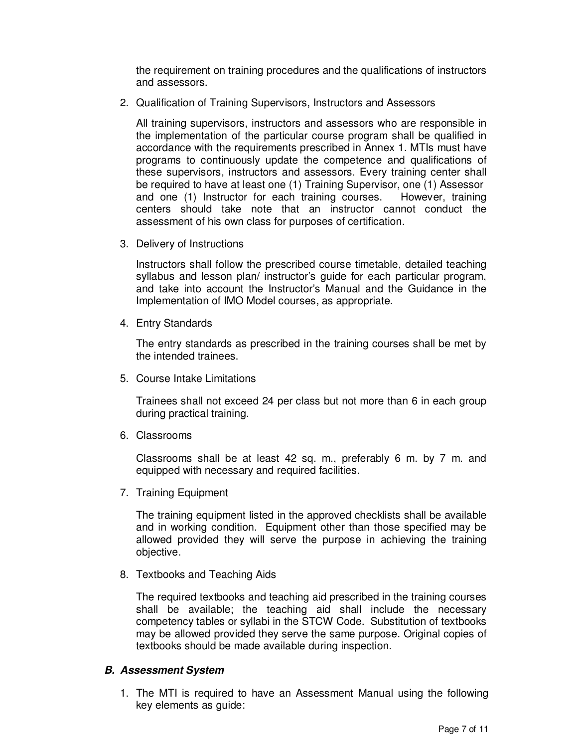the requirement on training procedures and the qualifications of instructors and assessors.

2. Qualification of Training Supervisors, Instructors and Assessors

   All training supervisors, instructors and assessors who are responsible in the implementation of the particular course program shall be qualified in accordance with the requirements prescribed in Annex 1. MTIs must have programs to continuously update the competence and qualifications of these supervisors, instructors and assessors. Every training center shall be required to have at least one (1) Training Supervisor, one (1) Assessor and one (1) Instructor for each training courses. However, training centers should take note that an instructor cannot conduct the assessment of his own class for purposes of certification.

3. Delivery of Instructions

   Instructors shall follow the prescribed course timetable, detailed teaching syllabus and lesson plan/ instructor's guide for each particular program, and take into account the Instructor's Manual and the Guidance in the Implementation of IMO Model courses, as appropriate.

4. Entry Standards

   The entry standards as prescribed in the training courses shall be met by the intended trainees.

5. Course Intake Limitations

   Trainees shall not exceed 24 per class but not more than 6 in each group during practical training.

6. Classrooms

   Classrooms shall be at least 42 sq. m., preferably 6 m. by 7 m. and equipped with necessary and required facilities.

7. Training Equipment

   The training equipment listed in the approved checklists shall be available and in working condition. Equipment other than those specified may be allowed provided they will serve the purpose in achieving the training objective.

8. Textbooks and Teaching Aids

   The required textbooks and teaching aid prescribed in the training courses shall be available; the teaching aid shall include the necessary competency tables or syllabi in the STCW Code. Substitution of textbooks may be allowed provided they serve the same purpose. Original copies of textbooks should be made available during inspection.

### *B. Assessment System*

1. The MTI is required to have an Assessment Manual using the following key elements as guide: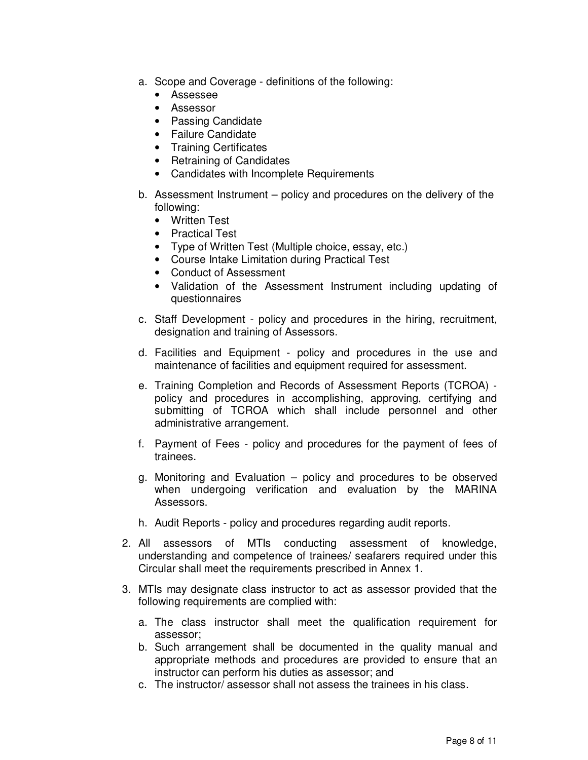a. Scope and Coverage - definitions of the following:
   - Assessee
   - Assessor
   - Passing Candidate
   - Failure Candidate
   - Training Certificates
   - Retraining of Candidates
   - Candidates with Incomplete Requirements

b. Assessment Instrument – policy and procedures on the delivery of the following:
   - Written Test
   - Practical Test
   - Type of Written Test (Multiple choice, essay, etc.)
   - Course Intake Limitation during Practical Test
   - Conduct of Assessment
   - Validation of the Assessment Instrument including updating of questionnaires

c. Staff Development - policy and procedures in the hiring, recruitment, designation and training of Assessors.

d. Facilities and Equipment - policy and procedures in the use and maintenance of facilities and equipment required for assessment.

e. Training Completion and Records of Assessment Reports (TCROA) - policy and procedures in accomplishing, approving, certifying and submitting of TCROA which shall include personnel and other administrative arrangement.

f. Payment of Fees - policy and procedures for the payment of fees of trainees.

g. Monitoring and Evaluation – policy and procedures to be observed when undergoing verification and evaluation by the MARINA Assessors.

h. Audit Reports - policy and procedures regarding audit reports.

2. All assessors of MTIs conducting assessment of knowledge, understanding and competence of trainees/ seafarers required under this Circular shall meet the requirements prescribed in Annex 1.

3. MTIs may designate class instructor to act as assessor provided that the following requirements are complied with:

   a. The class instructor shall meet the qualification requirement for assessor;
   b. Such arrangement shall be documented in the quality manual and appropriate methods and procedures are provided to ensure that an instructor can perform his duties as assessor; and
   c. The instructor/ assessor shall not assess the trainees in his class.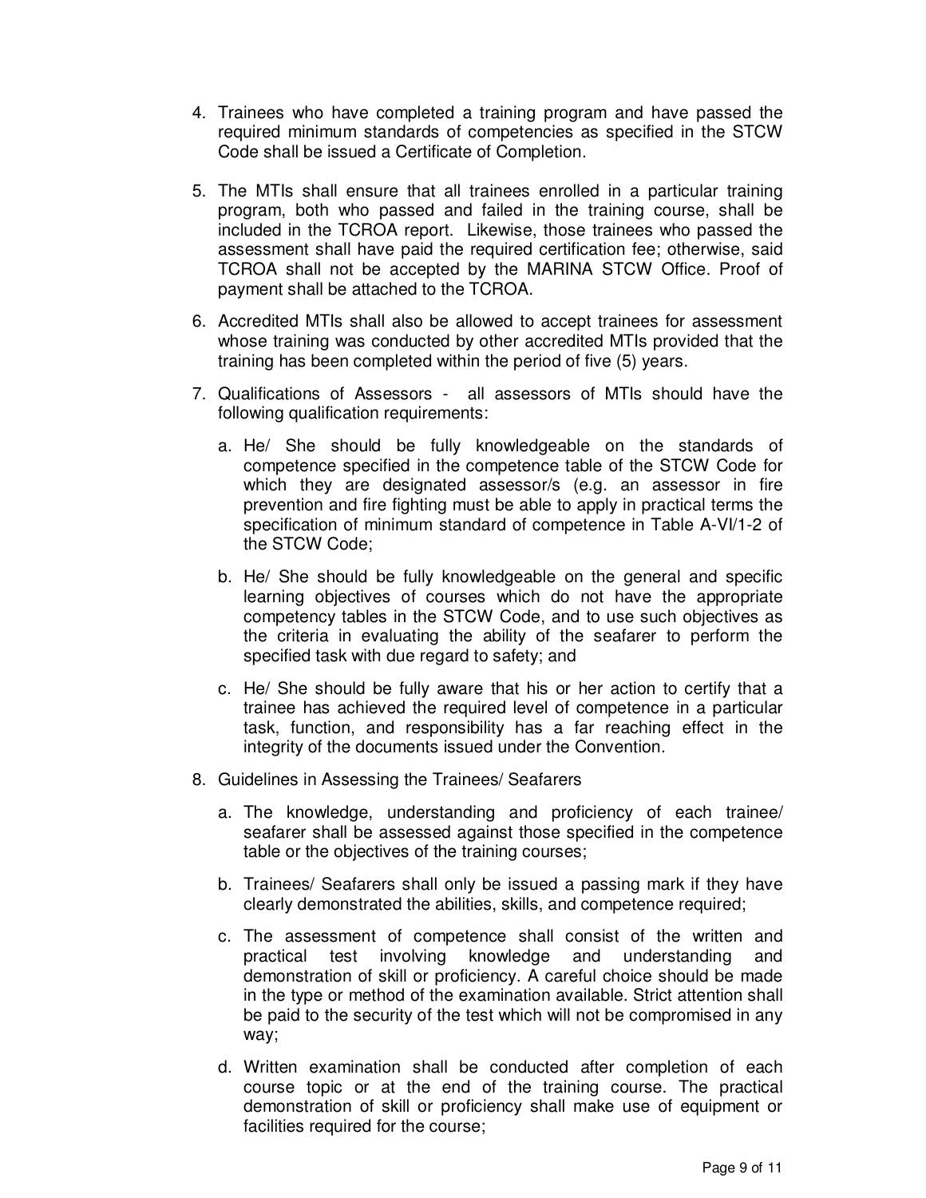4. Trainees who have completed a training program and have passed the required minimum standards of competencies as specified in the STCW Code shall be issued a Certificate of Completion.

5. The MTIs shall ensure that all trainees enrolled in a particular training program, both who passed and failed in the training course, shall be included in the TCROA report. Likewise, those trainees who passed the assessment shall have paid the required certification fee; otherwise, said TCROA shall not be accepted by the MARINA STCW Office. Proof of payment shall be attached to the TCROA.

6. Accredited MTIs shall also be allowed to accept trainees for assessment whose training was conducted by other accredited MTIs provided that the training has been completed within the period of five (5) years.

7. Qualifications of Assessors - all assessors of MTIs should have the following qualification requirements:

   a. He/ She should be fully knowledgeable on the standards of competence specified in the competence table of the STCW Code for which they are designated assessor/s (e.g. an assessor in fire prevention and fire fighting must be able to apply in practical terms the specification of minimum standard of competence in Table A-VI/1-2 of the STCW Code;

   b. He/ She should be fully knowledgeable on the general and specific learning objectives of courses which do not have the appropriate competency tables in the STCW Code, and to use such objectives as the criteria in evaluating the ability of the seafarer to perform the specified task with due regard to safety; and

   c. He/ She should be fully aware that his or her action to certify that a trainee has achieved the required level of competence in a particular task, function, and responsibility has a far reaching effect in the integrity of the documents issued under the Convention.

8. Guidelines in Assessing the Trainees/ Seafarers

   a. The knowledge, understanding and proficiency of each trainee/ seafarer shall be assessed against those specified in the competence table or the objectives of the training courses;

   b. Trainees/ Seafarers shall only be issued a passing mark if they have clearly demonstrated the abilities, skills, and competence required;

   c. The assessment of competence shall consist of the written and practical test involving knowledge and understanding and demonstration of skill or proficiency. A careful choice should be made in the type or method of the examination available. Strict attention shall be paid to the security of the test which will not be compromised in any way;

   d. Written examination shall be conducted after completion of each course topic or at the end of the training course. The practical demonstration of skill or proficiency shall make use of equipment or facilities required for the course;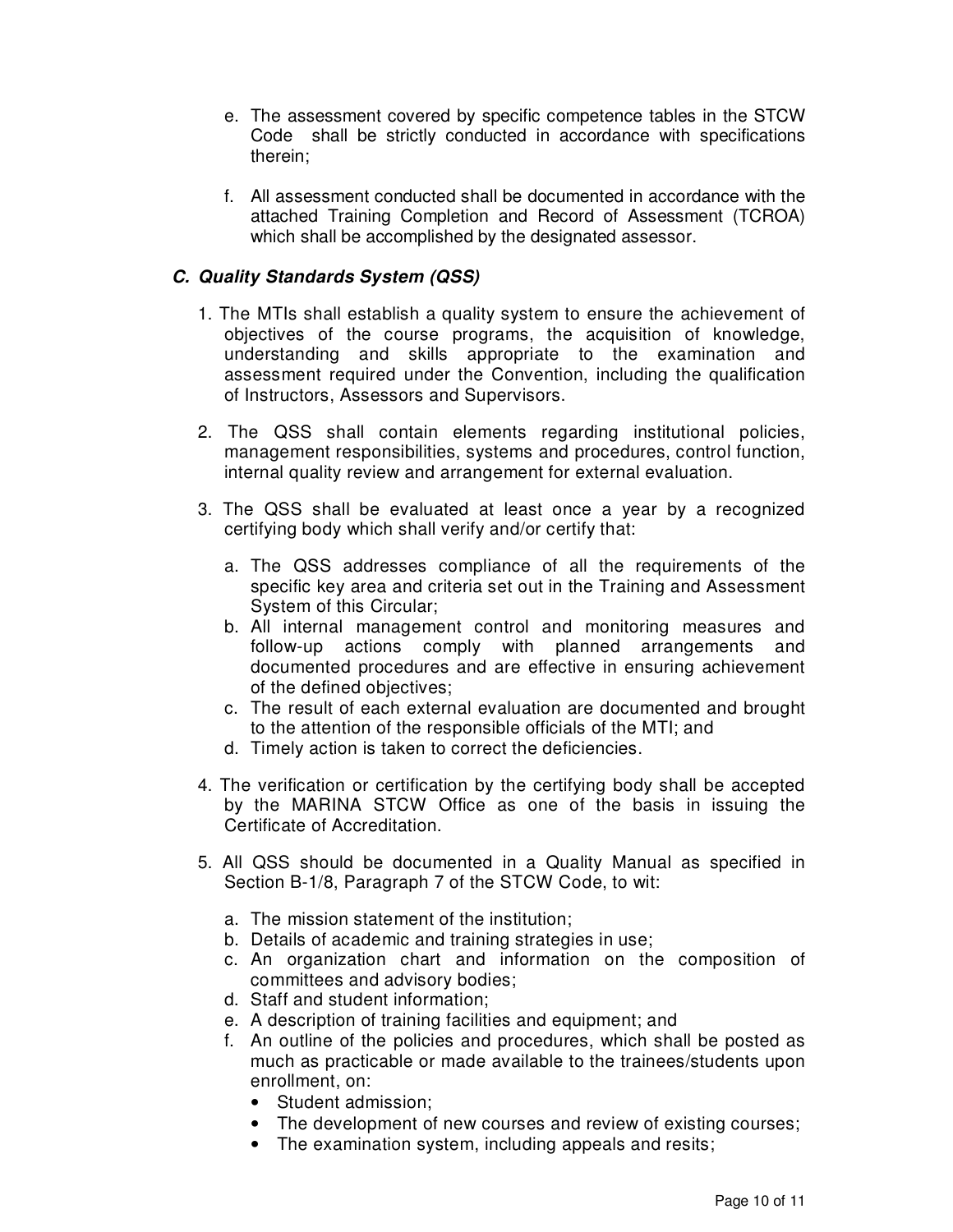e. The assessment covered by specific competence tables in the STCW Code shall be strictly conducted in accordance with specifications therein;

f. All assessment conducted shall be documented in accordance with the attached Training Completion and Record of Assessment (TCROA) which shall be accomplished by the designated assessor.

### *C. Quality Standards System (QSS)*

1. The MTIs shall establish a quality system to ensure the achievement of objectives of the course programs, the acquisition of knowledge, understanding and skills appropriate to the examination and assessment required under the Convention, including the qualification of Instructors, Assessors and Supervisors.

2. The QSS shall contain elements regarding institutional policies, management responsibilities, systems and procedures, control function, internal quality review and arrangement for external evaluation.

3. The QSS shall be evaluated at least once a year by a recognized certifying body which shall verify and/or certify that:

   a. The QSS addresses compliance of all the requirements of the specific key area and criteria set out in the Training and Assessment System of this Circular;
   b. All internal management control and monitoring measures and follow-up actions comply with planned arrangements and documented procedures and are effective in ensuring achievement of the defined objectives;
   c. The result of each external evaluation are documented and brought to the attention of the responsible officials of the MTI; and
   d. Timely action is taken to correct the deficiencies.

4. The verification or certification by the certifying body shall be accepted by the MARINA STCW Office as one of the basis in issuing the Certificate of Accreditation.

5. All QSS should be documented in a Quality Manual as specified in Section B-1/8, Paragraph 7 of the STCW Code, to wit:

   a. The mission statement of the institution;
   b. Details of academic and training strategies in use;
   c. An organization chart and information on the composition of committees and advisory bodies;
   d. Staff and student information;
   e. A description of training facilities and equipment; and
   f. An outline of the policies and procedures, which shall be posted as much as practicable or made available to the trainees/students upon enrollment, on:
      - Student admission;
      - The development of new courses and review of existing courses;
      - The examination system, including appeals and resits;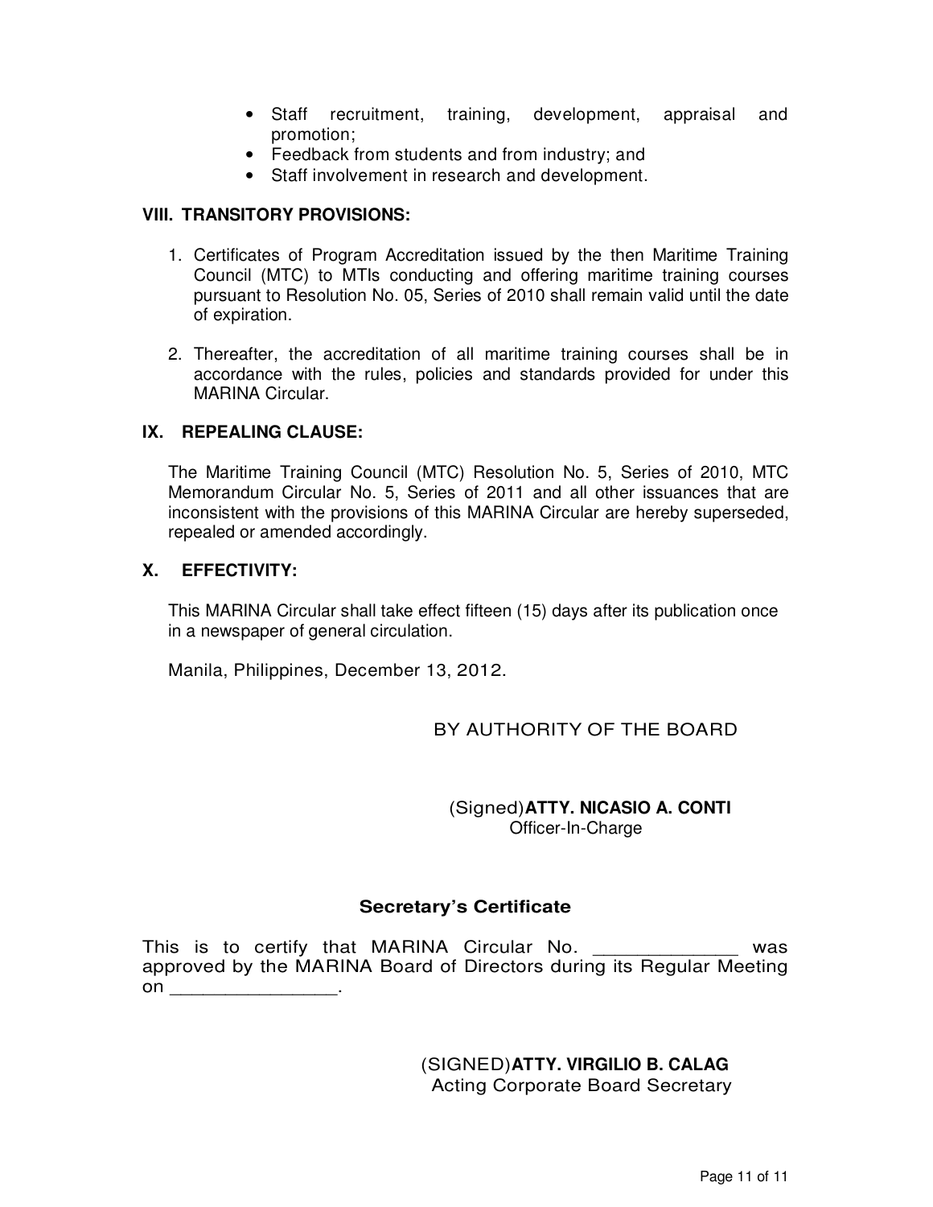- Staff recruitment, training, development, appraisal and promotion;
- Feedback from students and from industry; and
- Staff involvement in research and development.

**VIII. TRANSITORY PROVISIONS:**

1. Certificates of Program Accreditation issued by the then Maritime Training Council (MTC) to MTIs conducting and offering maritime training courses pursuant to Resolution No. 05, Series of 2010 shall remain valid until the date of expiration.

2. Thereafter, the accreditation of all maritime training courses shall be in accordance with the rules, policies and standards provided for under this MARINA Circular.

**IX. REPEALING CLAUSE:**

The Maritime Training Council (MTC) Resolution No. 5, Series of 2010, MTC Memorandum Circular No. 5, Series of 2011 and all other issuances that are inconsistent with the provisions of this MARINA Circular are hereby superseded, repealed or amended accordingly.

**X. EFFECTIVITY:**

This MARINA Circular shall take effect fifteen (15) days after its publication once in a newspaper of general circulation.

Manila, Philippines, December 13, 2012.

BY AUTHORITY OF THE BOARD

(Signed)**ATTY. NICASIO A. CONTI**
Officer-In-Charge

**Secretary's Certificate**

This is to certify that MARINA Circular No. ______________ was approved by the MARINA Board of Directors during its Regular Meeting on ________________.

(SIGNED)**ATTY. VIRGILIO B. CALAG**
Acting Corporate Board Secretary